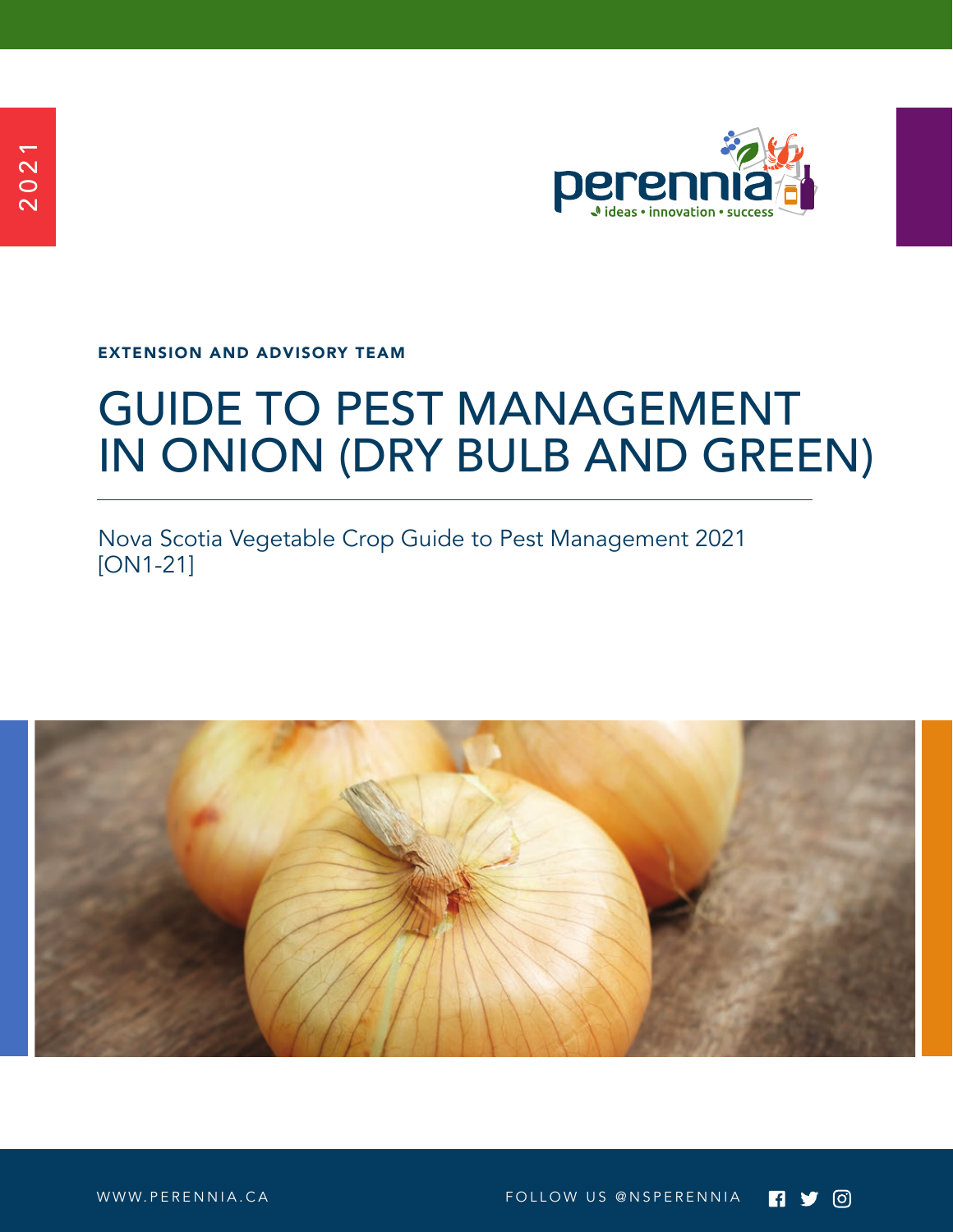2021

perennia
ideas • innovation • success

EXTENSION AND ADVISORY TEAM

# GUIDE TO PEST MANAGEMENT IN ONION (DRY BULB AND GREEN)

Nova Scotia Vegetable Crop Guide to Pest Management 2021 [ON1-21]

WWW.PERENNIA.CA

FOLLOW US @NSPERENNIA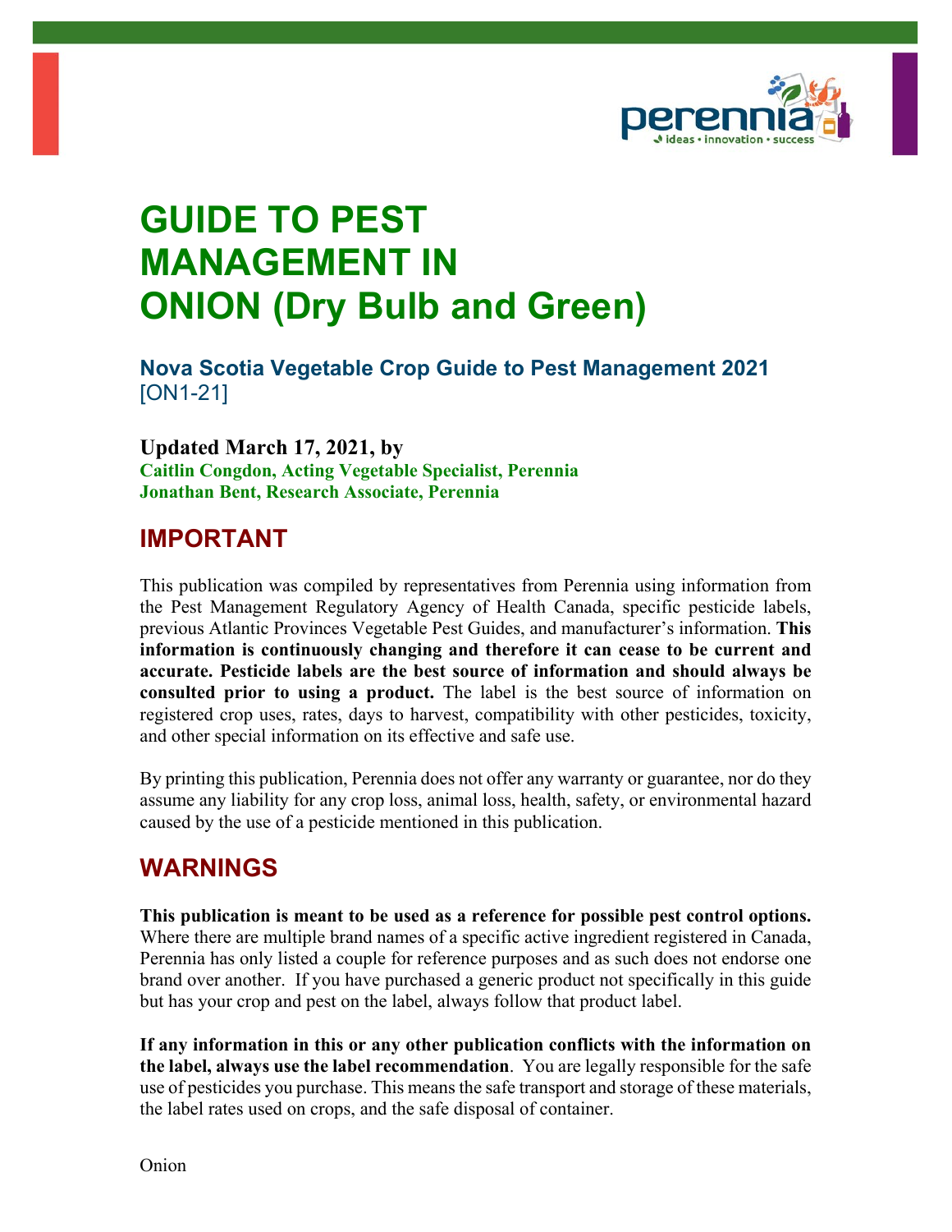# GUIDE TO PEST MANAGEMENT IN ONION (Dry Bulb and Green)

### Nova Scotia Vegetable Crop Guide to Pest Management 2021
[ON1-21]

**Updated March 17, 2021, by**
**Caitlin Congdon, Acting Vegetable Specialist, Perennia**
**Jonathan Bent, Research Associate, Perennia**

## IMPORTANT

This publication was compiled by representatives from Perennia using information from the Pest Management Regulatory Agency of Health Canada, specific pesticide labels, previous Atlantic Provinces Vegetable Pest Guides, and manufacturer's information. **This information is continuously changing and therefore it can cease to be current and accurate. Pesticide labels are the best source of information and should always be consulted prior to using a product.** The label is the best source of information on registered crop uses, rates, days to harvest, compatibility with other pesticides, toxicity, and other special information on its effective and safe use.

By printing this publication, Perennia does not offer any warranty or guarantee, nor do they assume any liability for any crop loss, animal loss, health, safety, or environmental hazard caused by the use of a pesticide mentioned in this publication.

## WARNINGS

**This publication is meant to be used as a reference for possible pest control options.** Where there are multiple brand names of a specific active ingredient registered in Canada, Perennia has only listed a couple for reference purposes and as such does not endorse one brand over another. If you have purchased a generic product not specifically in this guide but has your crop and pest on the label, always follow that product label.

**If any information in this or any other publication conflicts with the information on the label, always use the label recommendation**. You are legally responsible for the safe use of pesticides you purchase. This means the safe transport and storage of these materials, the label rates used on crops, and the safe disposal of container.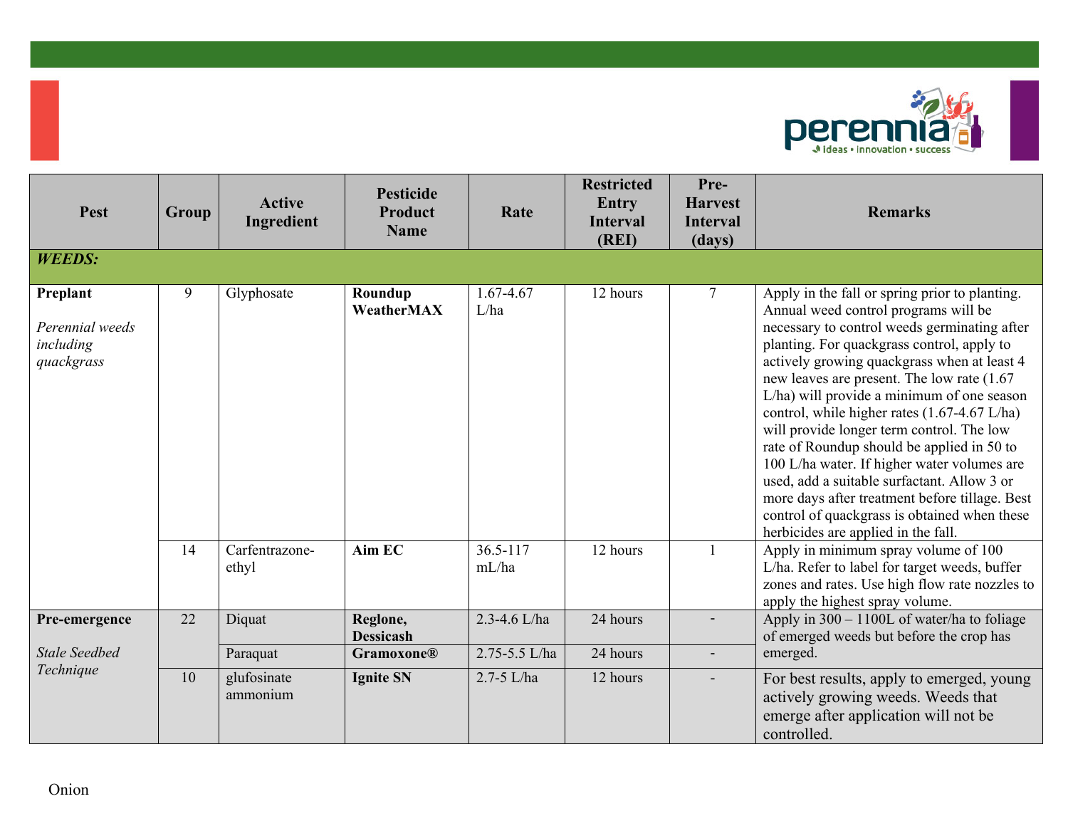| Pest | Group | Active Ingredient | Pesticide Product Name | Rate | Restricted Entry Interval (REI) | Pre-Harvest Interval (days) | Remarks |
|---|---|---|---|---|---|---|---|
| ***WEEDS:*** | | | | | | | |
| **Preplant**<br><br>*Perennial weeds including quackgrass* | 9 | Glyphosate | **Roundup WeatherMAX** | 1.67-4.67 L/ha | 12 hours | 7 | Apply in the fall or spring prior to planting. Annual weed control programs will be necessary to control weeds germinating after planting. For quackgrass control, apply to actively growing quackgrass when at least 4 new leaves are present. The low rate (1.67 L/ha) will provide a minimum of one season control, while higher rates (1.67-4.67 L/ha) will provide longer term control. The low rate of Roundup should be applied in 50 to 100 L/ha water. If higher water volumes are used, add a suitable surfactant. Allow 3 or more days after treatment before tillage. Best control of quackgrass is obtained when these herbicides are applied in the fall. |
| | 14 | Carfentrazone-ethyl | **Aim EC** | 36.5-117 mL/ha | 12 hours | 1 | Apply in minimum spray volume of 100 L/ha. Refer to label for target weeds, buffer zones and rates. Use high flow rate nozzles to apply the highest spray volume. |
| **Pre-emergence**<br><br>*Stale Seedbed Technique* | 22 | Diquat | **Reglone, Dessicash** | 2.3-4.6 L/ha | 24 hours | - | Apply in 300 – 1100L of water/ha to foliage of emerged weeds but before the crop has emerged. |
| | | Paraquat | **Gramoxone®** | 2.75-5.5 L/ha | 24 hours | - | |
| | 10 | glufosinate ammonium | **Ignite SN** | 2.7-5 L/ha | 12 hours | - | For best results, apply to emerged, young actively growing weeds. Weeds that emerge after application will not be controlled. |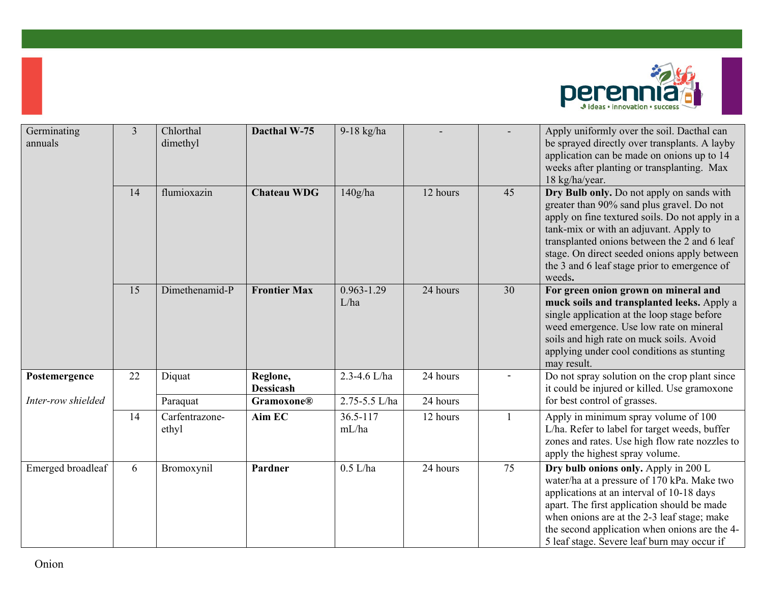| | | | | | | | |
|---|---|---|---|---|---|---|---|
| Germinating annuals | 3 | Chlorthal dimethyl | **Dacthal W-75** | 9-18 kg/ha | - | - | Apply uniformly over the soil. Dacthal can be sprayed directly over transplants. A layby application can be made on onions up to 14 weeks after planting or transplanting. Max 18 kg/ha/year. |
| | 14 | flumioxazin | **Chateau WDG** | 140g/ha | 12 hours | 45 | **Dry Bulb only.** Do not apply on sands with greater than 90% sand plus gravel. Do not apply on fine textured soils. Do not apply in a tank-mix or with an adjuvant. Apply to transplanted onions between the 2 and 6 leaf stage. On direct seeded onions apply between the 3 and 6 leaf stage prior to emergence of weeds**.** |
| | 15 | Dimethenamid-P | **Frontier Max** | 0.963-1.29 L/ha | 24 hours | 30 | **For green onion grown on mineral and muck soils and transplanted leeks.** Apply a single application at the loop stage before weed emergence. Use low rate on mineral soils and high rate on muck soils. Avoid applying under cool conditions as stunting may result. |
| **Postemergence** *Inter-row shielded* | 22 | Diquat | **Reglone, Dessicash** | 2.3-4.6 L/ha | 24 hours | - | Do not spray solution on the crop plant since it could be injured or killed. Use gramoxone for best control of grasses. |
| | | Paraquat | **Gramoxone®** | 2.75-5.5 L/ha | 24 hours | | |
| | 14 | Carfentrazone-ethyl | **Aim EC** | 36.5-117 mL/ha | 12 hours | 1 | Apply in minimum spray volume of 100 L/ha. Refer to label for target weeds, buffer zones and rates. Use high flow rate nozzles to apply the highest spray volume. |
| Emerged broadleaf | 6 | Bromoxynil | **Pardner** | 0.5 L/ha | 24 hours | 75 | **Dry bulb onions only.** Apply in 200 L water/ha at a pressure of 170 kPa. Make two applications at an interval of 10-18 days apart. The first application should be made when onions are at the 2-3 leaf stage; make the second application when onions are the 4-5 leaf stage. Severe leaf burn may occur if |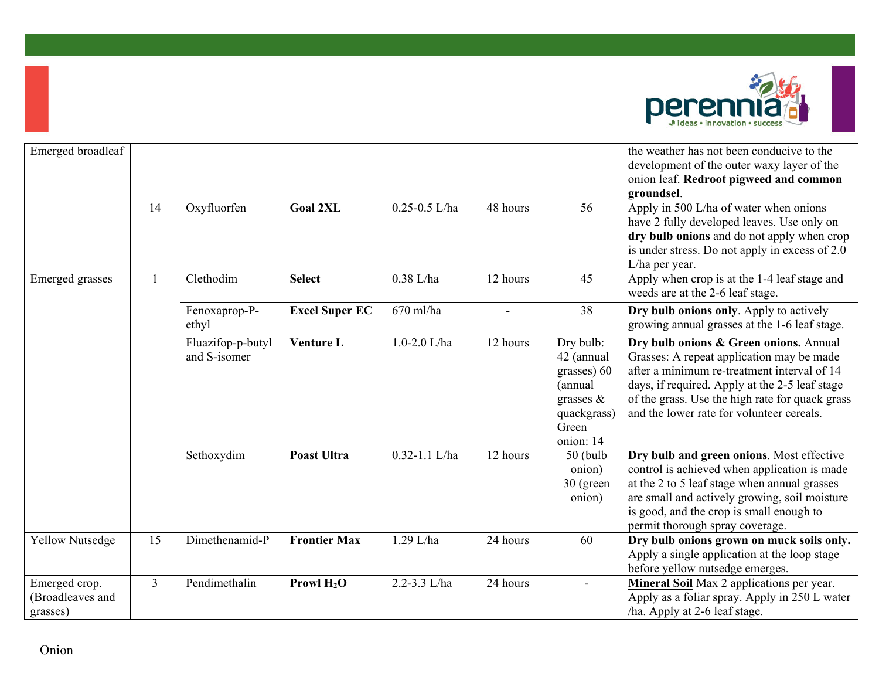| Emerged broadleaf | | | | | | | the weather has not been conducive to the development of the outer waxy layer of the onion leaf. **Redroot pigweed and common groundsel**. |
|---|---|---|---|---|---|---|---|
| | 14 | Oxyfluorfen | **Goal 2XL** | 0.25-0.5 L/ha | 48 hours | 56 | Apply in 500 L/ha of water when onions have 2 fully developed leaves. Use only on **dry bulb onions** and do not apply when crop is under stress. Do not apply in excess of 2.0 L/ha per year. |
| Emerged grasses | 1 | Clethodim | **Select** | 0.38 L/ha | 12 hours | 45 | Apply when crop is at the 1-4 leaf stage and weeds are at the 2-6 leaf stage. |
| | | Fenoxaprop-P-ethyl | **Excel Super EC** | 670 ml/ha | - | 38 | **Dry bulb onions only**. Apply to actively growing annual grasses at the 1-6 leaf stage. |
| | | Fluazifop-p-butyl and S-isomer | **Venture L** | 1.0-2.0 L/ha | 12 hours | Dry bulb: 42 (annual grasses) 60 (annual grasses & quackgrass) Green onion: 14 | **Dry bulb onions & Green onions.** Annual Grasses: A repeat application may be made after a minimum re-treatment interval of 14 days, if required. Apply at the 2-5 leaf stage of the grass. Use the high rate for quack grass and the lower rate for volunteer cereals. |
| | | Sethoxydim | **Poast Ultra** | 0.32-1.1 L/ha | 12 hours | 50 (bulb onion) 30 (green onion) | **Dry bulb and green onions**. Most effective control is achieved when application is made at the 2 to 5 leaf stage when annual grasses are small and actively growing, soil moisture is good, and the crop is small enough to permit thorough spray coverage. |
| Yellow Nutsedge | 15 | Dimethenamid-P | **Frontier Max** | 1.29 L/ha | 24 hours | 60 | **Dry bulb onions grown on muck soils only.** Apply a single application at the loop stage before yellow nutsedge emerges. |
| Emerged crop. (Broadleaves and grasses) | 3 | Pendimethalin | **Prowl $H_2O$** | 2.2-3.3 L/ha | 24 hours | - | **Mineral Soil** Max 2 applications per year. Apply as a foliar spray. Apply in 250 L water /ha. Apply at 2-6 leaf stage. |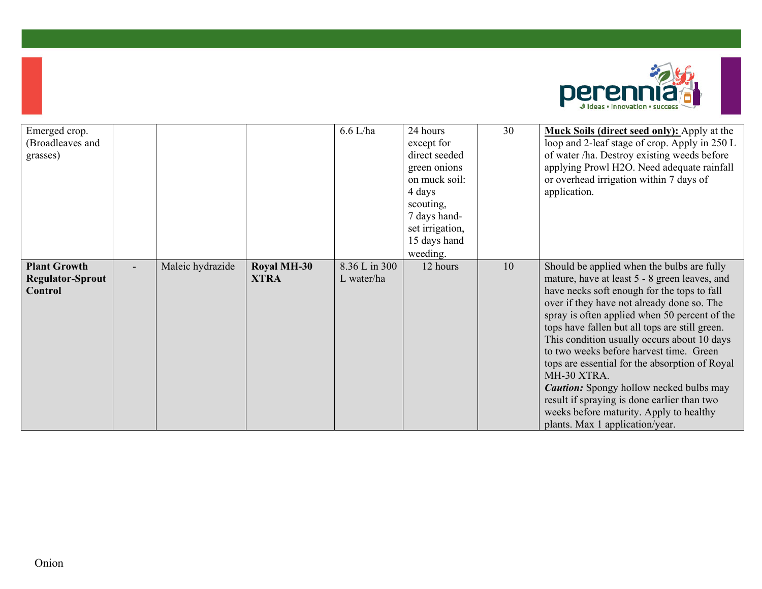| | | | | | | | |
|---|---|---|---|---|---|---|---|
| Emerged crop. (Broadleaves and grasses) | | | | 6.6 L/ha | 24 hours except for direct seeded green onions on muck soil: 4 days scouting, 7 days hand-set irrigation, 15 days hand weeding. | 30 | **Muck Soils (direct seed only):** Apply at the loop and 2-leaf stage of crop. Apply in 250 L of water /ha. Destroy existing weeds before applying Prowl H2O. Need adequate rainfall or overhead irrigation within 7 days of application. |
| **Plant Growth Regulator-Sprout Control** | - | Maleic hydrazide | **Royal MH-30 XTRA** | 8.36 L in 300 L water/ha | 12 hours | 10 | Should be applied when the bulbs are fully mature, have at least 5 - 8 green leaves, and have necks soft enough for the tops to fall over if they have not already done so. The spray is often applied when 50 percent of the tops have fallen but all tops are still green. This condition usually occurs about 10 days to two weeks before harvest time. Green tops are essential for the absorption of Royal MH-30 XTRA. ***Caution:*** Spongy hollow necked bulbs may result if spraying is done earlier than two weeks before maturity. Apply to healthy plants. Max 1 application/year. |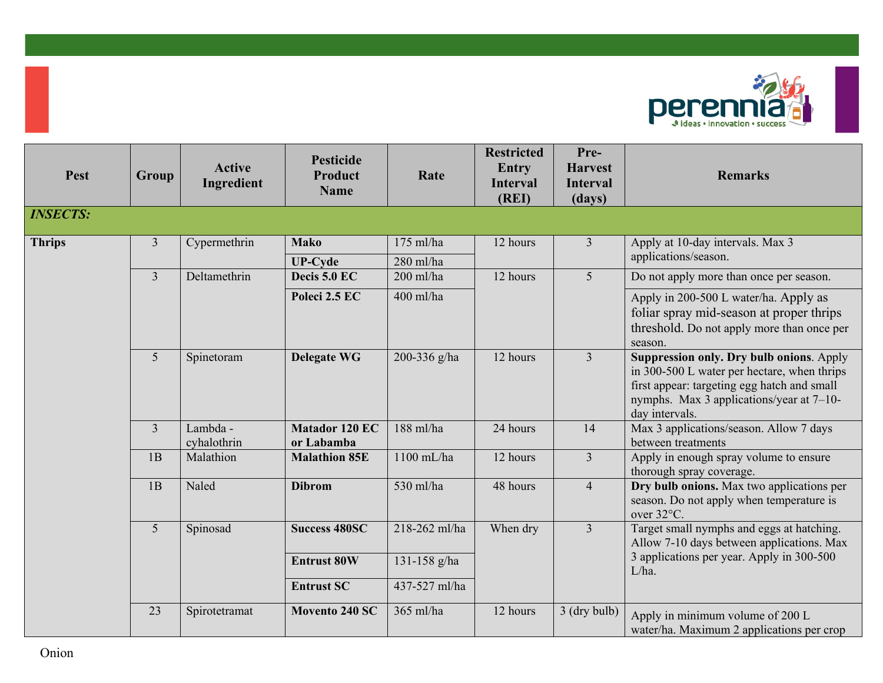| Pest | Group | Active Ingredient | Pesticide Product Name | Rate | Restricted Entry Interval (REI) | Pre-Harvest Interval (days) | Remarks |
|---|---|---|---|---|---|---|---|
| ***INSECTS:*** | | | | | | | |
| **Thrips** | 3 | Cypermethrin | **Mako** | 175 ml/ha | 12 hours | 3 | Apply at 10-day intervals. Max 3 applications/season. |
| | | | **UP-Cyde** | 280 ml/ha | | | |
| | 3 | Deltamethrin | **Decis 5.0 EC** | 200 ml/ha | 12 hours | 5 | Do not apply more than once per season. |
| | | | **Poleci 2.5 EC** | 400 ml/ha | | | Apply in 200-500 L water/ha. Apply as foliar spray mid-season at proper thrips threshold. Do not apply more than once per season. |
| | 5 | Spinetoram | **Delegate WG** | 200-336 g/ha | 12 hours | 3 | **Suppression only. Dry bulb onions**. Apply in 300-500 L water per hectare, when thrips first appear: targeting egg hatch and small nymphs. Max 3 applications/year at 7–10-day intervals. |
| | 3 | Lambda - cyhalothrin | **Matador 120 EC or Labamba** | 188 ml/ha | 24 hours | 14 | Max 3 applications/season. Allow 7 days between treatments |
| | 1B | Malathion | **Malathion 85E** | 1100 mL/ha | 12 hours | 3 | Apply in enough spray volume to ensure thorough spray coverage. |
| | 1B | Naled | **Dibrom** | 530 ml/ha | 48 hours | 4 | **Dry bulb onions.** Max two applications per season. Do not apply when temperature is over 32°C. |
| | 5 | Spinosad | **Success 480SC** | 218-262 ml/ha | When dry | 3 | Target small nymphs and eggs at hatching. Allow 7-10 days between applications. Max 3 applications per year. Apply in 300-500 L/ha. |
| | | | **Entrust 80W** | 131-158 g/ha | | | |
| | | | **Entrust SC** | 437-527 ml/ha | | | |
| | 23 | Spirotetramat | **Movento 240 SC** | 365 ml/ha | 12 hours | 3 (dry bulb) | Apply in minimum volume of 200 L water/ha. Maximum 2 applications per crop |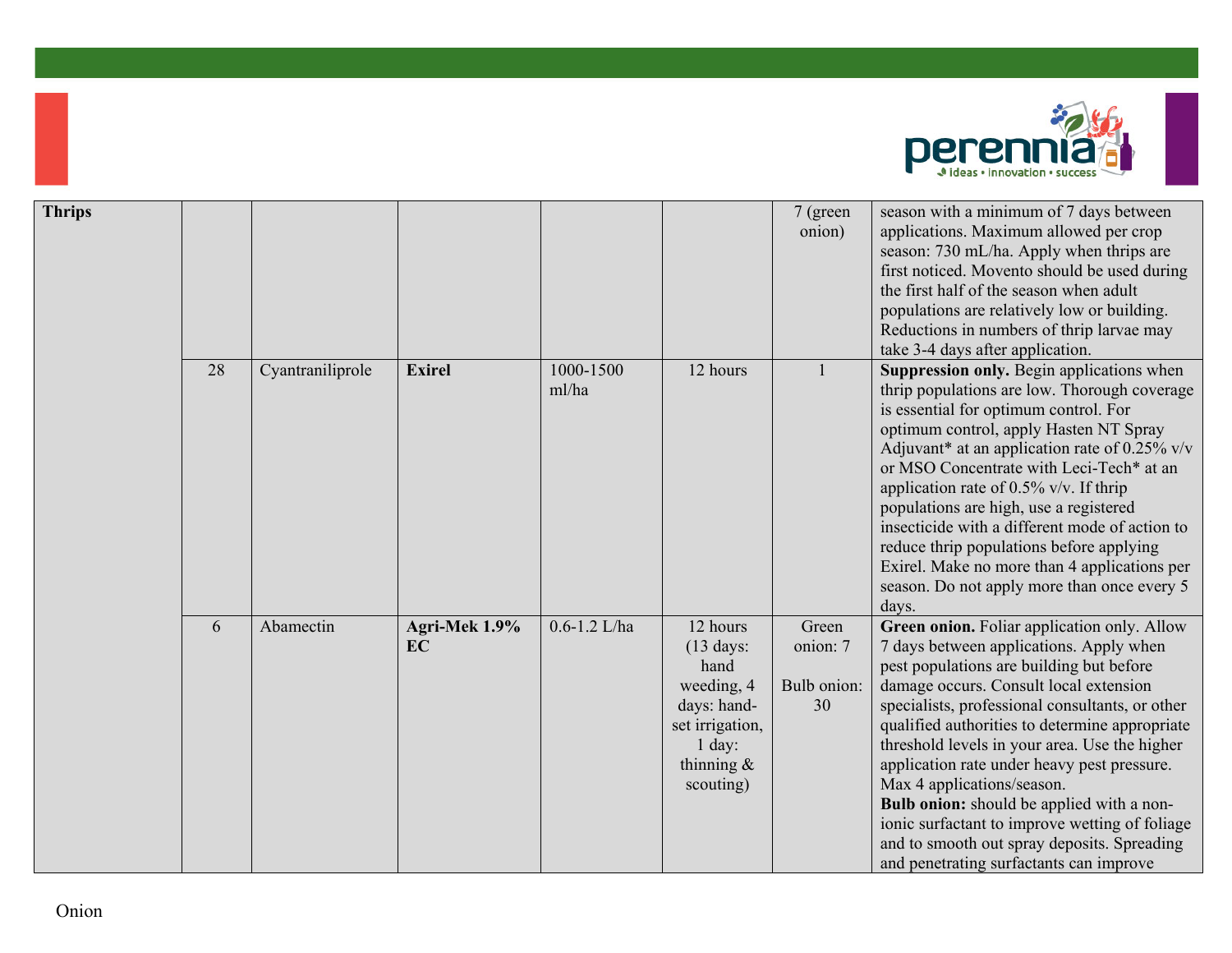| Thrips | | | | | | 7 (green onion) | season with a minimum of 7 days between applications. Maximum allowed per crop season: 730 mL/ha. Apply when thrips are first noticed. Movento should be used during the first half of the season when adult populations are relatively low or building. Reductions in numbers of thrip larvae may take 3-4 days after application. |
|---|---|---|---|---|---|---|---|
| | 28 | Cyantraniliprole | **Exirel** | 1000-1500 ml/ha | 12 hours | 1 | **Suppression only.** Begin applications when thrip populations are low. Thorough coverage is essential for optimum control. For optimum control, apply Hasten NT Spray Adjuvant* at an application rate of 0.25% v/v or MSO Concentrate with Leci-Tech* at an application rate of 0.5% v/v. If thrip populations are high, use a registered insecticide with a different mode of action to reduce thrip populations before applying Exirel. Make no more than 4 applications per season. Do not apply more than once every 5 days. |
| | 6 | Abamectin | **Agri-Mek 1.9% EC** | 0.6-1.2 L/ha | 12 hours (13 days: hand weeding, 4 days: hand-set irrigation, 1 day: thinning & scouting) | Green onion: 7<br><br>Bulb onion: 30 | **Green onion.** Foliar application only. Allow 7 days between applications. Apply when pest populations are building but before damage occurs. Consult local extension specialists, professional consultants, or other qualified authorities to determine appropriate threshold levels in your area. Use the higher application rate under heavy pest pressure. Max 4 applications/season.<br>**Bulb onion:** should be applied with a non-ionic surfactant to improve wetting of foliage and to smooth out spray deposits. Spreading and penetrating surfactants can improve |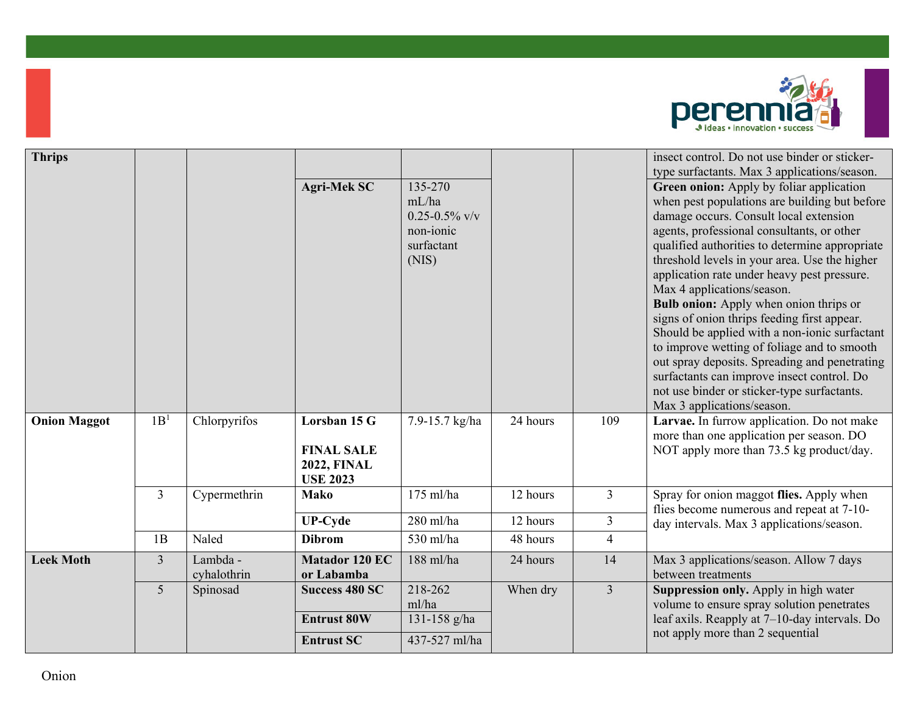| Thrips | | | | | | | insect control. Do not use binder or sticker-type surfactants. Max 3 applications/season. |
|---|---|---|---|---|---|---|---|
| | | | **Agri-Mek SC** | 135-270 mL/ha 0.25-0.5% v/v non-ionic surfactant (NIS) | | | **Green onion:** Apply by foliar application when pest populations are building but before damage occurs. Consult local extension agents, professional consultants, or other qualified authorities to determine appropriate threshold levels in your area. Use the higher application rate under heavy pest pressure. Max 4 applications/season. **Bulb onion:** Apply when onion thrips or signs of onion thrips feeding first appear. Should be applied with a non-ionic surfactant to improve wetting of foliage and to smooth out spray deposits. Spreading and penetrating surfactants can improve insect control. Do not use binder or sticker-type surfactants. Max 3 applications/season. |
| **Onion Maggot** | 1B[1] | Chlorpyrifos | **Lorsban 15 G** **FINAL SALE 2022, FINAL USE 2023** | 7.9-15.7 kg/ha | 24 hours | 109 | **Larvae.** In furrow application. Do not make more than one application per season. DO NOT apply more than 73.5 kg product/day. |
| | 3 | Cypermethrin | **Mako** | 175 ml/ha | 12 hours | 3 | Spray for onion maggot **flies.** Apply when flies become numerous and repeat at 7-10-day intervals. Max 3 applications/season. |
| | | | **UP-Cyde** | 280 ml/ha | 12 hours | 3 | |
| | 1B | Naled | **Dibrom** | 530 ml/ha | 48 hours | 4 | |
| **Leek Moth** | 3 | Lambda - cyhalothrin | **Matador 120 EC or Labamba** | 188 ml/ha | 24 hours | 14 | Max 3 applications/season. Allow 7 days between treatments |
| | 5 | Spinosad | **Success 480 SC** | 218-262 ml/ha | When dry | 3 | **Suppression only.** Apply in high water volume to ensure spray solution penetrates leaf axils. Reapply at 7–10-day intervals. Do not apply more than 2 sequential |
| | | | **Entrust 80W** | 131-158 g/ha | | | |
| | | | **Entrust SC** | 437-527 ml/ha | | | |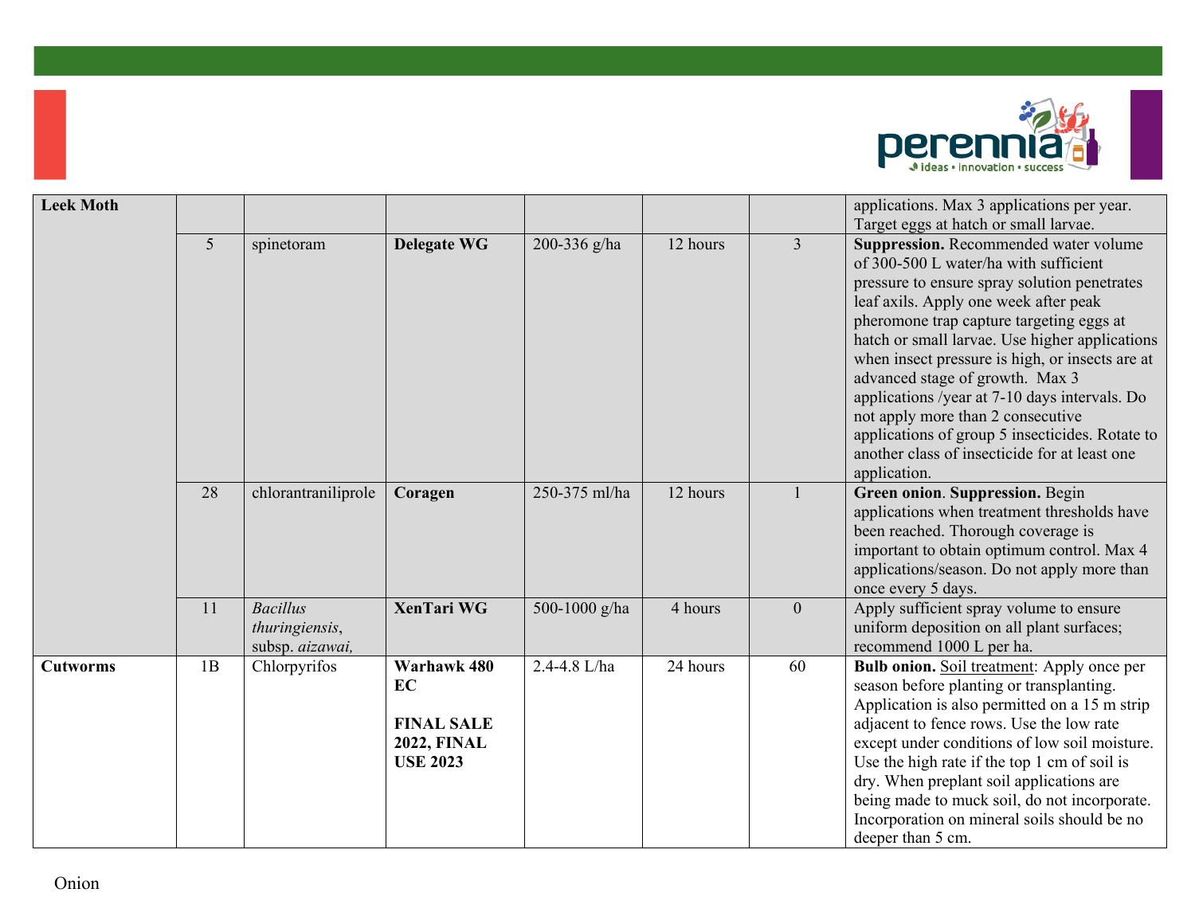| Leek Moth | | | | | | | applications. Max 3 applications per year. Target eggs at hatch or small larvae. |
|---|---|---|---|---|---|---|---|
| | 5 | spinetoram | **Delegate WG** | 200-336 g/ha | 12 hours | 3 | **Suppression.** Recommended water volume of 300-500 L water/ha with sufficient pressure to ensure spray solution penetrates leaf axils. Apply one week after peak pheromone trap capture targeting eggs at hatch or small larvae. Use higher applications when insect pressure is high, or insects are at advanced stage of growth. Max 3 applications /year at 7-10 days intervals. Do not apply more than 2 consecutive applications of group 5 insecticides. Rotate to another class of insecticide for at least one application. |
| | 28 | chlorantraniliprole | **Coragen** | 250-375 ml/ha | 12 hours | 1 | **Green onion**. **Suppression.** Begin applications when treatment thresholds have been reached. Thorough coverage is important to obtain optimum control. Max 4 applications/season. Do not apply more than once every 5 days. |
| | 11 | *Bacillus thuringiensis*, subsp. *aizawai,* | **XenTari WG** | 500-1000 g/ha | 4 hours | 0 | Apply sufficient spray volume to ensure uniform deposition on all plant surfaces; recommend 1000 L per ha. |
| **Cutworms** | 1B | Chlorpyrifos | **Warhawk 480 EC** **FINAL SALE 2022, FINAL USE 2023** | 2.4-4.8 L/ha | 24 hours | 60 | **Bulb onion.** Soil treatment: Apply once per season before planting or transplanting. Application is also permitted on a 15 m strip adjacent to fence rows. Use the low rate except under conditions of low soil moisture. Use the high rate if the top 1 cm of soil is dry. When preplant soil applications are being made to muck soil, do not incorporate. Incorporation on mineral soils should be no deeper than 5 cm. |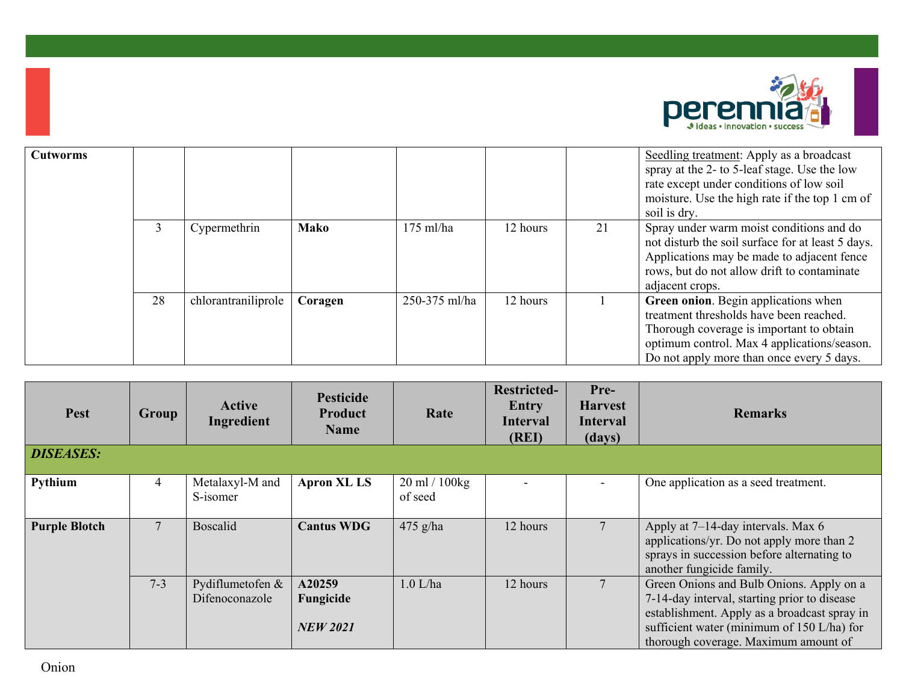| Pest | Group | Active Ingredient | Pesticide Product Name | Rate | Restricted-Entry Interval (REI) | Pre-Harvest Interval (days) | Remarks |
|---|---|---|---|---|---|---|---|
| **Cutworms** | | | | | | | Seedling treatment: Apply as a broadcast spray at the 2- to 5-leaf stage. Use the low rate except under conditions of low soil moisture. Use the high rate if the top 1 cm of soil is dry. |
| | 3 | Cypermethrin | **Mako** | 175 ml/ha | 12 hours | 21 | Spray under warm moist conditions and do not disturb the soil surface for at least 5 days. Applications may be made to adjacent fence rows, but do not allow drift to contaminate adjacent crops. |
| | 28 | chlorantraniliprole | **Coragen** | 250-375 ml/ha | 12 hours | 1 | **Green onion**. Begin applications when treatment thresholds have been reached. Thorough coverage is important to obtain optimum control. Max 4 applications/season. Do not apply more than once every 5 days. |

| Pest | Group | Active Ingredient | Pesticide Product Name | Rate | Restricted-Entry Interval (REI) | Pre-Harvest Interval (days) | Remarks |
|---|---|---|---|---|---|---|---|
| ***DISEASES:*** | | | | | | | |
| **Pythium** | 4 | Metalaxyl-M and S-isomer | **Apron XL LS** | 20 ml / 100kg of seed | - | - | One application as a seed treatment. |
| **Purple Blotch** | 7 | Boscalid | **Cantus WDG** | 475 g/ha | 12 hours | 7 | Apply at 7–14-day intervals. Max 6 applications/yr. Do not apply more than 2 sprays in succession before alternating to another fungicide family. |
| | 7-3 | Pydiflumetofen & Difenoconazole | **A20259 Fungicide** ***NEW 2021*** | 1.0 L/ha | 12 hours | 7 | Green Onions and Bulb Onions. Apply on a 7-14-day interval, starting prior to disease establishment. Apply as a broadcast spray in sufficient water (minimum of 150 L/ha) for thorough coverage. Maximum amount of |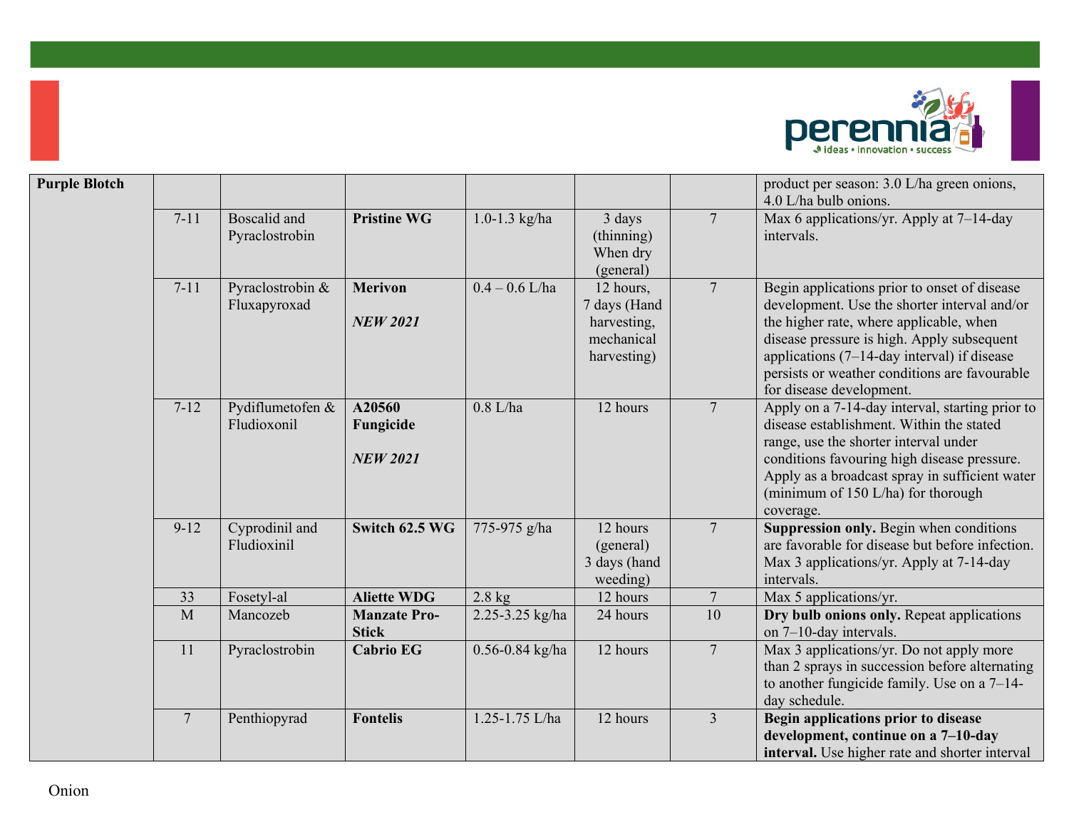| Purple Blotch | | | | | | | product per season: 3.0 L/ha green onions, 4.0 L/ha bulb onions. |
|---|---|---|---|---|---|---|---|
| | 7-11 | Boscalid and Pyraclostrobin | **Pristine WG** | 1.0-1.3 kg/ha | 3 days (thinning) When dry (general) | 7 | Max 6 applications/yr. Apply at 7–14-day intervals. |
| | 7-11 | Pyraclostrobin & Fluxapyroxad | **Merivon** ***NEW 2021*** | 0.4 – 0.6 L/ha | 12 hours, 7 days (Hand harvesting, mechanical harvesting) | 7 | Begin applications prior to onset of disease development. Use the shorter interval and/or the higher rate, where applicable, when disease pressure is high. Apply subsequent applications (7–14-day interval) if disease persists or weather conditions are favourable for disease development. |
| | 7-12 | Pydiflumetofen & Fludioxonil | **A20560 Fungicide** ***NEW 2021*** | 0.8 L/ha | 12 hours | 7 | Apply on a 7-14-day interval, starting prior to disease establishment. Within the stated range, use the shorter interval under conditions favouring high disease pressure. Apply as a broadcast spray in sufficient water (minimum of 150 L/ha) for thorough coverage. |
| | 9-12 | Cyprodinil and Fludioxinil | **Switch 62.5 WG** | 775-975 g/ha | 12 hours (general) 3 days (hand weeding) | 7 | **Suppression only.** Begin when conditions are favorable for disease but before infection. Max 3 applications/yr. Apply at 7-14-day intervals. |
| | 33 | Fosetyl-al | **Aliette WDG** | 2.8 kg | 12 hours | 7 | Max 5 applications/yr. |
| | M | Mancozeb | **Manzate Pro-Stick** | 2.25-3.25 kg/ha | 24 hours | 10 | **Dry bulb onions only.** Repeat applications on 7–10-day intervals. |
| | 11 | Pyraclostrobin | **Cabrio EG** | 0.56-0.84 kg/ha | 12 hours | 7 | Max 3 applications/yr. Do not apply more than 2 sprays in succession before alternating to another fungicide family. Use on a 7–14-day schedule. |
| | 7 | Penthiopyrad | **Fontelis** | 1.25-1.75 L/ha | 12 hours | 3 | **Begin applications prior to disease development, continue on a 7–10-day interval.** Use higher rate and shorter interval |

Onion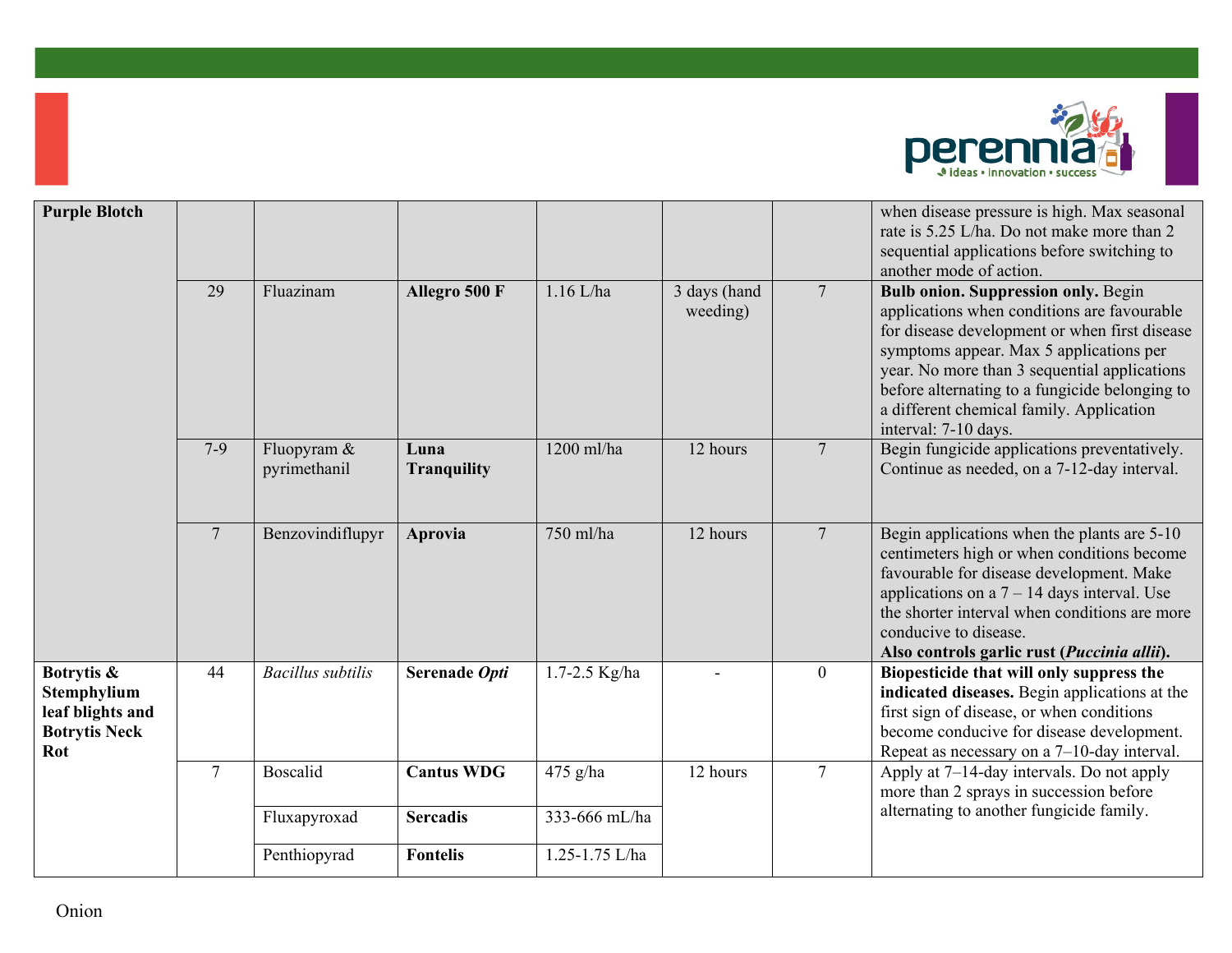| | | | | | | | |
|---|---|---|---|---|---|---|---|
| **Purple Blotch** | | | | | | | when disease pressure is high. Max seasonal rate is 5.25 L/ha. Do not make more than 2 sequential applications before switching to another mode of action. |
| | 29 | Fluazinam | **Allegro 500 F** | 1.16 L/ha | 3 days (hand weeding) | 7 | **Bulb onion. Suppression only.** Begin applications when conditions are favourable for disease development or when first disease symptoms appear. Max 5 applications per year. No more than 3 sequential applications before alternating to a fungicide belonging to a different chemical family. Application interval: 7-10 days. |
| | 7-9 | Fluopyram & pyrimethanil | **Luna Tranquility** | 1200 ml/ha | 12 hours | 7 | Begin fungicide applications preventatively. Continue as needed, on a 7-12-day interval. |
| | 7 | Benzovindiflupyr | **Aprovia** | 750 ml/ha | 12 hours | 7 | Begin applications when the plants are 5-10 centimeters high or when conditions become favourable for disease development. Make applications on a 7 – 14 days interval. Use the shorter interval when conditions are more conducive to disease. **Also controls garlic rust (*Puccinia allii*).** |
| **Botrytis & Stemphylium leaf blights and Botrytis Neck Rot** | 44 | *Bacillus subtilis* | **Serenade *Opti*** | 1.7-2.5 Kg/ha | - | 0 | **Biopesticide that will only suppress the indicated diseases.** Begin applications at the first sign of disease, or when conditions become conducive for disease development. Repeat as necessary on a 7–10-day interval. |
| | 7 | Boscalid | **Cantus WDG** | 475 g/ha | 12 hours | 7 | Apply at 7–14-day intervals. Do not apply more than 2 sprays in succession before alternating to another fungicide family. |
| | | Fluxapyroxad | **Sercadis** | 333-666 mL/ha | | | |
| | | Penthiopyrad | **Fontelis** | 1.25-1.75 L/ha | | | |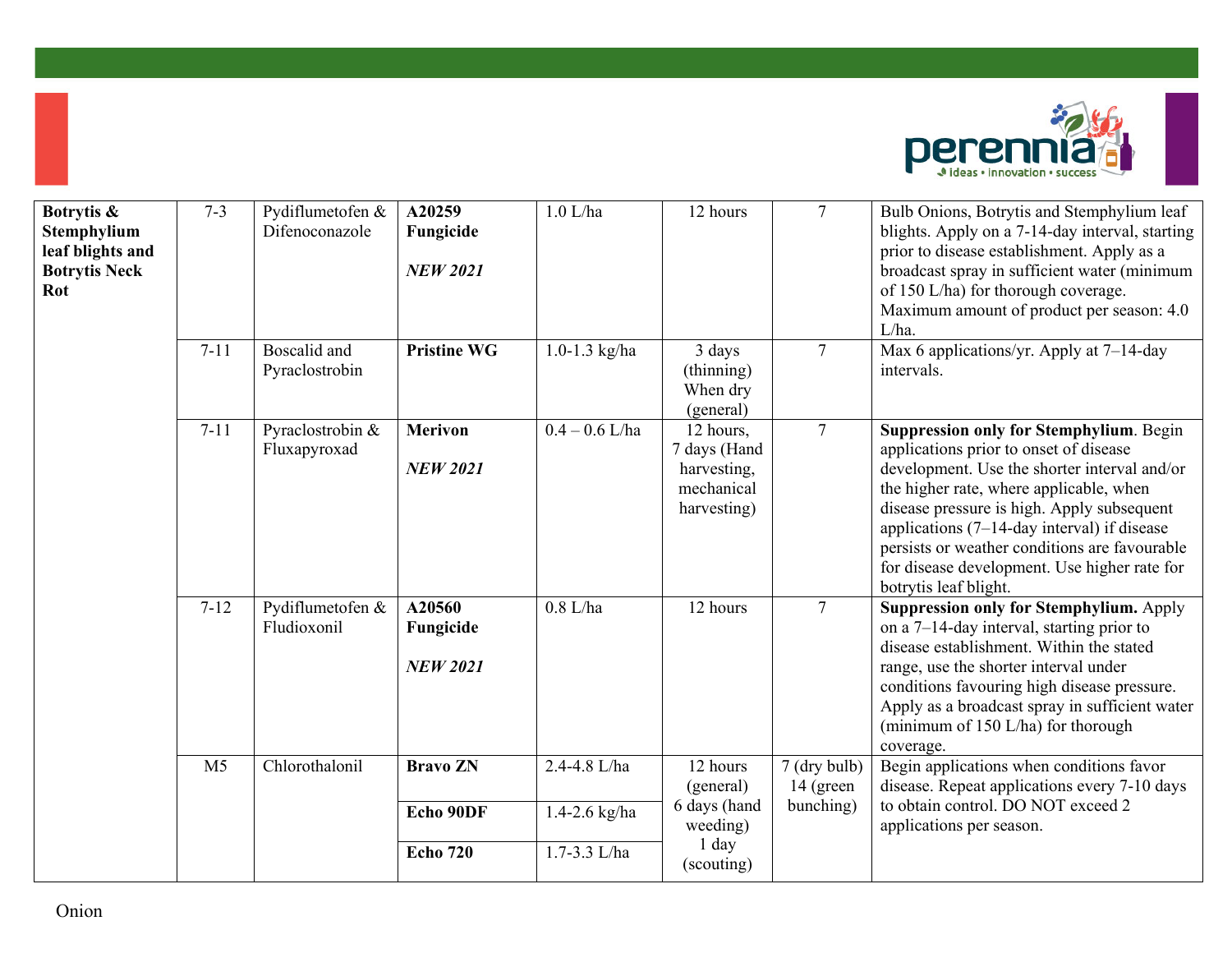| Botrytis & Stemphylium leaf blights and Botrytis Neck Rot | 7-3 | Pydiflumetofen & Difenoconazole | **A20259 Fungicide** *NEW 2021* | 1.0 L/ha | 12 hours | 7 | Bulb Onions, Botrytis and Stemphylium leaf blights. Apply on a 7-14-day interval, starting prior to disease establishment. Apply as a broadcast spray in sufficient water (minimum of 150 L/ha) for thorough coverage. Maximum amount of product per season: 4.0 L/ha. |
|---|---|---|---|---|---|---|---|
| | 7-11 | Boscalid and Pyraclostrobin | **Pristine WG** | 1.0-1.3 kg/ha | 3 days (thinning) When dry (general) | 7 | Max 6 applications/yr. Apply at 7–14-day intervals. |
| | 7-11 | Pyraclostrobin & Fluxapyroxad | **Merivon** *NEW 2021* | 0.4 – 0.6 L/ha | 12 hours, 7 days (Hand harvesting, mechanical harvesting) | 7 | **Suppression only for Stemphylium**. Begin applications prior to onset of disease development. Use the shorter interval and/or the higher rate, where applicable, when disease pressure is high. Apply subsequent applications (7–14-day interval) if disease persists or weather conditions are favourable for disease development. Use higher rate for botrytis leaf blight. |
| | 7-12 | Pydiflumetofen & Fludioxonil | **A20560 Fungicide** *NEW 2021* | 0.8 L/ha | 12 hours | 7 | **Suppression only for Stemphylium.** Apply on a 7–14-day interval, starting prior to disease establishment. Within the stated range, use the shorter interval under conditions favouring high disease pressure. Apply as a broadcast spray in sufficient water (minimum of 150 L/ha) for thorough coverage. |
| | M5 | Chlorothalonil | **Bravo ZN** | 2.4-4.8 L/ha | 12 hours (general) 6 days (hand weeding) 1 day (scouting) | 7 (dry bulb) 14 (green bunching) | Begin applications when conditions favor disease. Repeat applications every 7-10 days to obtain control. DO NOT exceed 2 applications per season. |
| | | | **Echo 90DF** | 1.4-2.6 kg/ha | | | |
| | | | **Echo 720** | 1.7-3.3 L/ha | | | |

Onion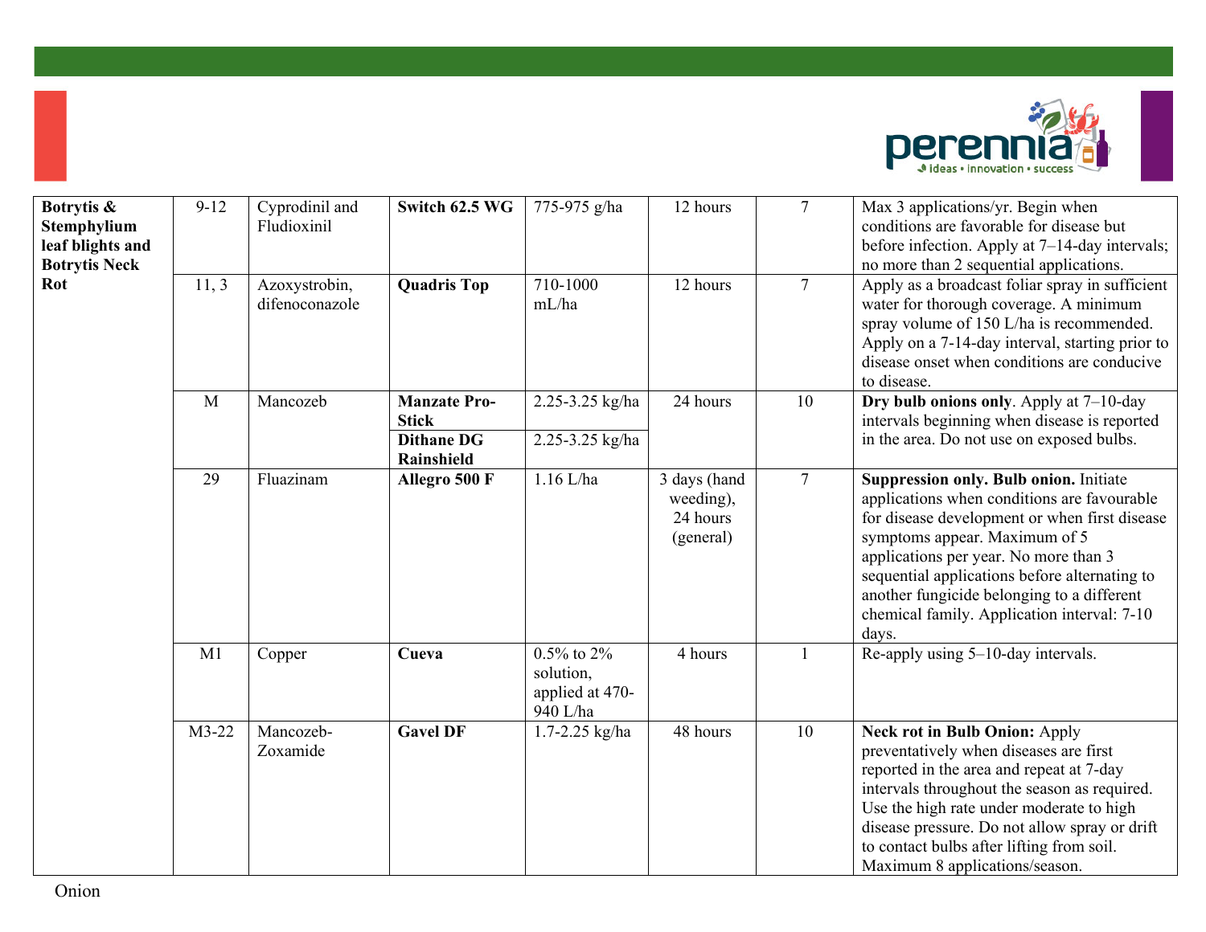| | | | | | | | |
|---|---|---|---|---|---|---|---|
| **Botrytis & Stemphylium leaf blights and Botrytis Neck Rot** | 9-12 | Cyprodinil and Fludioxinil | **Switch 62.5 WG** | 775-975 g/ha | 12 hours | 7 | Max 3 applications/yr. Begin when conditions are favorable for disease but before infection. Apply at 7–14-day intervals; no more than 2 sequential applications. |
| | 11, 3 | Azoxystrobin, difenoconazole | **Quadris Top** | 710-1000 mL/ha | 12 hours | 7 | Apply as a broadcast foliar spray in sufficient water for thorough coverage. A minimum spray volume of 150 L/ha is recommended. Apply on a 7-14-day interval, starting prior to disease onset when conditions are conducive to disease. |
| | M | Mancozeb | **Manzate Pro-Stick** | 2.25-3.25 kg/ha | 24 hours | 10 | **Dry bulb onions only**. Apply at 7–10-day intervals beginning when disease is reported in the area. Do not use on exposed bulbs. |
| | | | **Dithane DG Rainshield** | 2.25-3.25 kg/ha | | | |
| | 29 | Fluazinam | **Allegro 500 F** | 1.16 L/ha | 3 days (hand weeding), 24 hours (general) | 7 | **Suppression only. Bulb onion.** Initiate applications when conditions are favourable for disease development or when first disease symptoms appear. Maximum of 5 applications per year. No more than 3 sequential applications before alternating to another fungicide belonging to a different chemical family. Application interval: 7-10 days. |
| | M1 | Copper | **Cueva** | 0.5% to 2% solution, applied at 470-940 L/ha | 4 hours | 1 | Re-apply using 5–10-day intervals. |
| | M3-22 | Mancozeb-Zoxamide | **Gavel DF** | 1.7-2.25 kg/ha | 48 hours | 10 | **Neck rot in Bulb Onion:** Apply preventatively when diseases are first reported in the area and repeat at 7-day intervals throughout the season as required. Use the high rate under moderate to high disease pressure. Do not allow spray or drift to contact bulbs after lifting from soil. Maximum 8 applications/season. |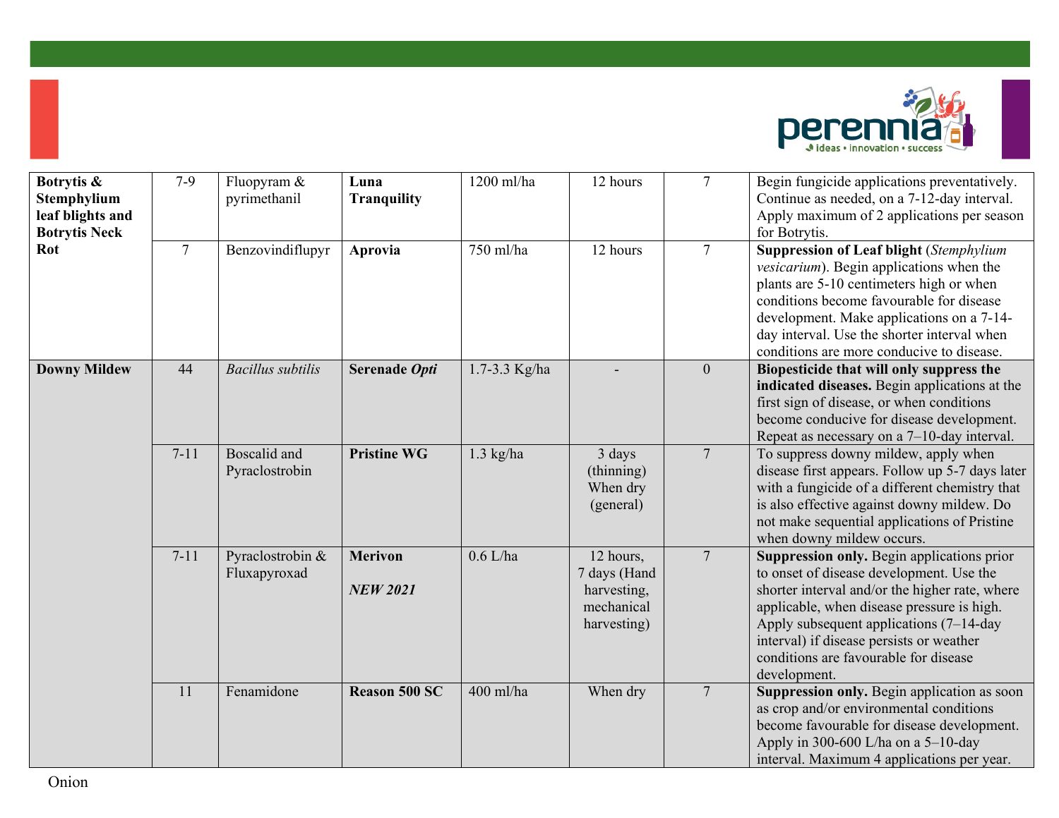| | | | | | | | |
|---|---|---|---|---|---|---|---|
| **Botrytis & Stemphylium leaf blights and Botrytis Neck Rot** | 7-9 | Fluopyram & pyrimethanil | **Luna Tranquility** | 1200 ml/ha | 12 hours | 7 | Begin fungicide applications preventatively. Continue as needed, on a 7-12-day interval. Apply maximum of 2 applications per season for Botrytis. |
| | 7 | Benzovindiflupyr | **Aprovia** | 750 ml/ha | 12 hours | 7 | **Suppression of Leaf blight** (*Stemphylium vesicarium*). Begin applications when the plants are 5-10 centimeters high or when conditions become favourable for disease development. Make applications on a 7-14-day interval. Use the shorter interval when conditions are more conducive to disease. |
| **Downy Mildew** | 44 | *Bacillus subtilis* | **Serenade *Opti*** | 1.7-3.3 Kg/ha | - | 0 | **Biopesticide that will only suppress the indicated diseases.** Begin applications at the first sign of disease, or when conditions become conducive for disease development. Repeat as necessary on a 7–10-day interval. |
| | 7-11 | Boscalid and Pyraclostrobin | **Pristine WG** | 1.3 kg/ha | 3 days (thinning) When dry (general) | 7 | To suppress downy mildew, apply when disease first appears. Follow up 5-7 days later with a fungicide of a different chemistry that is also effective against downy mildew. Do not make sequential applications of Pristine when downy mildew occurs. |
| | 7-11 | Pyraclostrobin & Fluxapyroxad | **Merivon** ***NEW 2021*** | 0.6 L/ha | 12 hours, 7 days (Hand harvesting, mechanical harvesting) | 7 | **Suppression only.** Begin applications prior to onset of disease development. Use the shorter interval and/or the higher rate, where applicable, when disease pressure is high. Apply subsequent applications (7–14-day interval) if disease persists or weather conditions are favourable for disease development. |
| | 11 | Fenamidone | **Reason 500 SC** | 400 ml/ha | When dry | 7 | **Suppression only.** Begin application as soon as crop and/or environmental conditions become favourable for disease development. Apply in 300-600 L/ha on a 5–10-day interval. Maximum 4 applications per year. |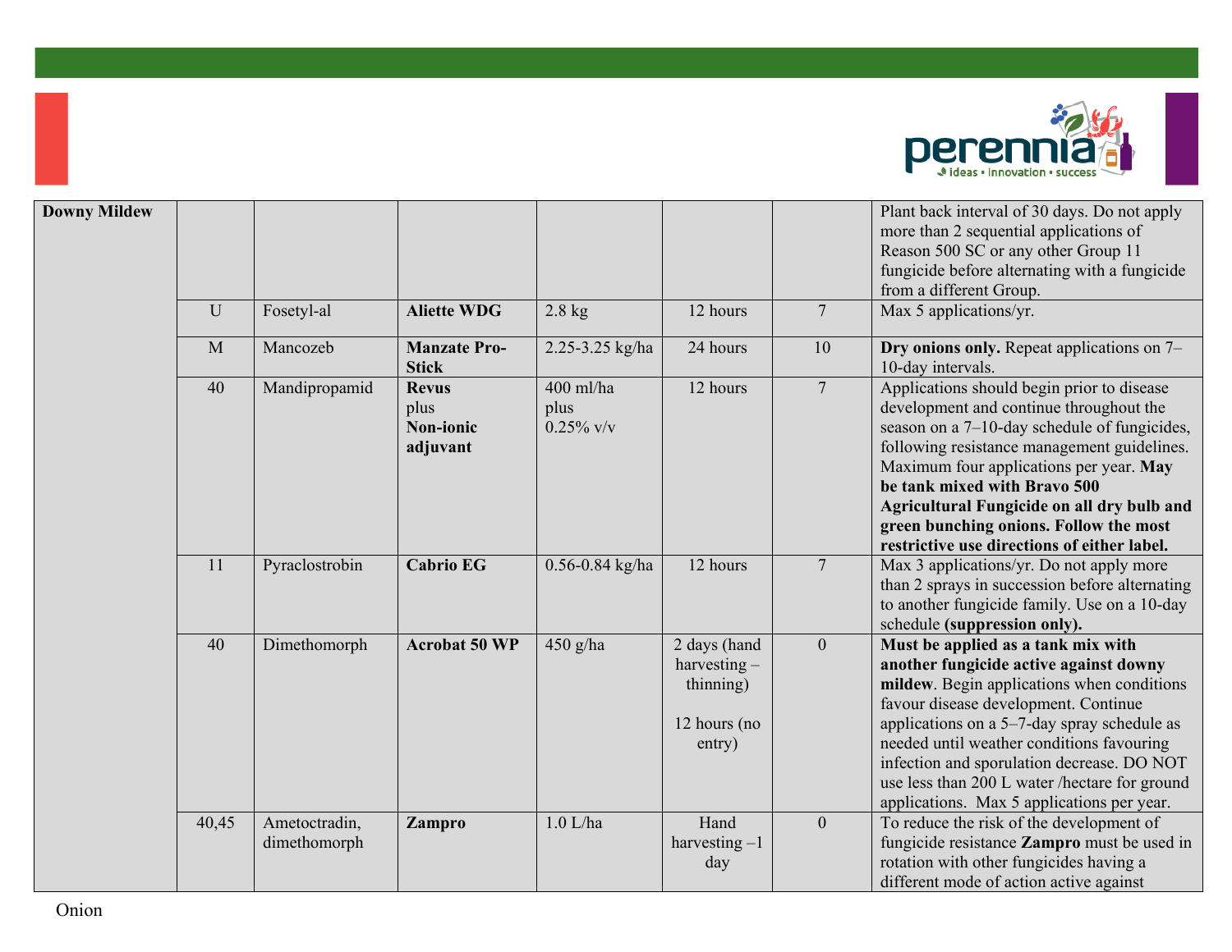| Downy Mildew | | | | | | | Plant back interval of 30 days. Do not apply more than 2 sequential applications of Reason 500 SC or any other Group 11 fungicide before alternating with a fungicide from a different Group. |
|---|---|---|---|---|---|---|---|
| | U | Fosetyl-al | **Aliette WDG** | 2.8 kg | 12 hours | 7 | Max 5 applications/yr. |
| | M | Mancozeb | **Manzate Pro-Stick** | 2.25-3.25 kg/ha | 24 hours | 10 | **Dry onions only.** Repeat applications on 7–10-day intervals. |
| | 40 | Mandipropamid | **Revus** plus **Non-ionic adjuvant** | 400 ml/ha plus 0.25% v/v | 12 hours | 7 | Applications should begin prior to disease development and continue throughout the season on a 7–10-day schedule of fungicides, following resistance management guidelines. Maximum four applications per year. **May be tank mixed with Bravo 500 Agricultural Fungicide on all dry bulb and green bunching onions. Follow the most restrictive use directions of either label.** |
| | 11 | Pyraclostrobin | **Cabrio EG** | 0.56-0.84 kg/ha | 12 hours | 7 | Max 3 applications/yr. Do not apply more than 2 sprays in succession before alternating to another fungicide family. Use on a 10-day schedule **(suppression only).** |
| | 40 | Dimethomorph | **Acrobat 50 WP** | 450 g/ha | 2 days (hand harvesting – thinning) 12 hours (no entry) | 0 | **Must be applied as a tank mix with another fungicide active against downy mildew**. Begin applications when conditions favour disease development. Continue applications on a 5–7-day spray schedule as needed until weather conditions favouring infection and sporulation decrease. DO NOT use less than 200 L water /hectare for ground applications. Max 5 applications per year. |
| | 40,45 | Ametoctradin, dimethomorph | **Zampro** | 1.0 L/ha | Hand harvesting –1 day | 0 | To reduce the risk of the development of fungicide resistance **Zampro** must be used in rotation with other fungicides having a different mode of action active against |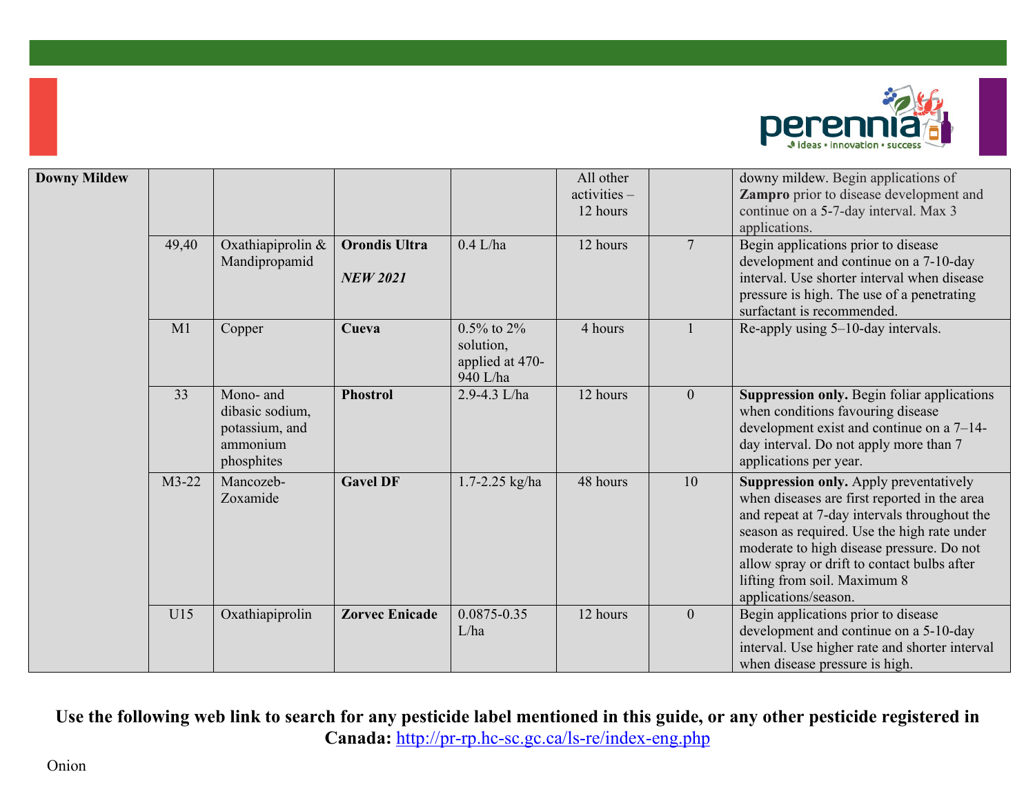| Downy Mildew | | | | | All other activities – 12 hours | | downy mildew. Begin applications of **Zampro** prior to disease development and continue on a 5-7-day interval. Max 3 applications. |
|---|---|---|---|---|---|---|---|
| | 49,40 | Oxathiapiprolin & Mandipropamid | **Orondis Ultra** ***NEW 2021*** | 0.4 L/ha | 12 hours | 7 | Begin applications prior to disease development and continue on a 7-10-day interval. Use shorter interval when disease pressure is high. The use of a penetrating surfactant is recommended. |
| | M1 | Copper | **Cueva** | 0.5% to 2% solution, applied at 470-940 L/ha | 4 hours | 1 | Re-apply using 5–10-day intervals. |
| | 33 | Mono- and dibasic sodium, potassium, and ammonium phosphites | **Phostrol** | 2.9-4.3 L/ha | 12 hours | 0 | **Suppression only.** Begin foliar applications when conditions favouring disease development exist and continue on a 7–14-day interval. Do not apply more than 7 applications per year. |
| | M3-22 | Mancozeb-Zoxamide | **Gavel DF** | 1.7-2.25 kg/ha | 48 hours | 10 | **Suppression only.** Apply preventatively when diseases are first reported in the area and repeat at 7-day intervals throughout the season as required. Use the high rate under moderate to high disease pressure. Do not allow spray or drift to contact bulbs after lifting from soil. Maximum 8 applications/season. |
| | U15 | Oxathiapiprolin | **Zorvec Enicade** | 0.0875-0.35 L/ha | 12 hours | 0 | Begin applications prior to disease development and continue on a 5-10-day interval. Use higher rate and shorter interval when disease pressure is high. |

**Use the following web link to search for any pesticide label mentioned in this guide, or any other pesticide registered in Canada:** http://pr-rp.hc-sc.gc.ca/ls-re/index-eng.php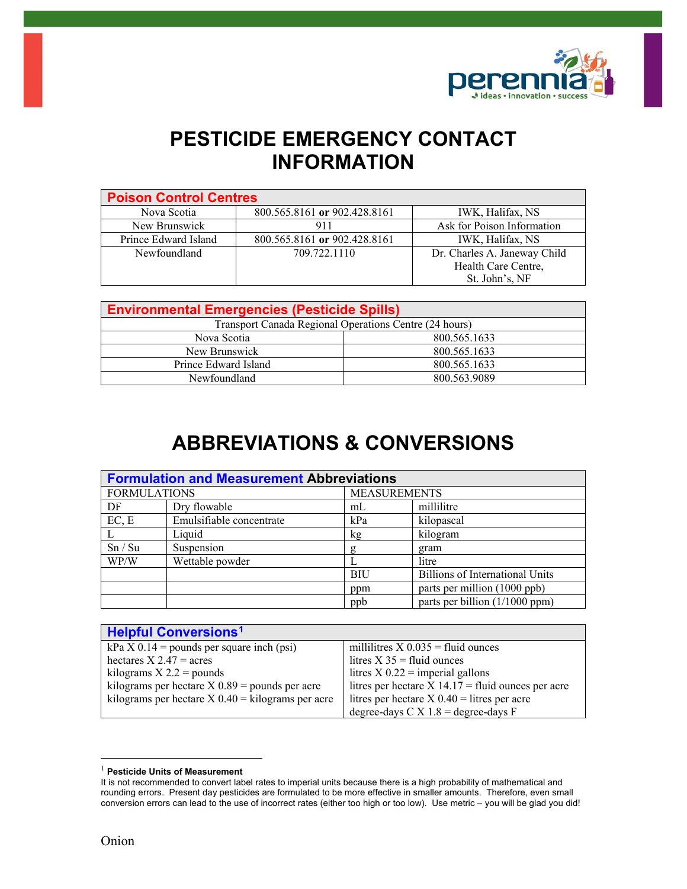# PESTICIDE EMERGENCY CONTACT INFORMATION

| Poison Control Centres | | |
|---|---|---|
| Nova Scotia | 800.565.8161 **or** 902.428.8161 | IWK, Halifax, NS |
| New Brunswick | 911 | Ask for Poison Information |
| Prince Edward Island | 800.565.8161 **or** 902.428.8161 | IWK, Halifax, NS |
| Newfoundland | 709.722.1110 | Dr. Charles A. Janeway Child Health Care Centre, St. John's, NF |

| Environmental Emergencies (Pesticide Spills) | |
|---|---|
| Transport Canada Regional Operations Centre (24 hours) | |
| Nova Scotia | 800.565.1633 |
| New Brunswick | 800.565.1633 |
| Prince Edward Island | 800.565.1633 |
| Newfoundland | 800.563.9089 |

# ABBREVIATIONS & CONVERSIONS

| Formulation and Measurement Abbreviations | | | |
|---|---|---|---|
| FORMULATIONS | | MEASUREMENTS | |
| DF | Dry flowable | mL | millilitre |
| EC, E | Emulsifiable concentrate | kPa | kilopascal |
| L | Liquid | kg | kilogram |
| Sn / Su | Suspension | g | gram |
| WP/W | Wettable powder | L | litre |
| | | BIU | Billions of International Units |
| | | ppm | parts per million (1000 ppb) |
| | | ppb | parts per billion (1/1000 ppm) |

| Helpful Conversions[1] | |
|---|---|
| kPa X 0.14 = pounds per square inch (psi) | millilitres X 0.035 = fluid ounces |
| hectares X 2.47 = acres | litres X 35 = fluid ounces |
| kilograms X 2.2 = pounds | litres X 0.22 = imperial gallons |
| kilograms per hectare X 0.89 = pounds per acre | litres per hectare X 14.17 = fluid ounces per acre |
| kilograms per hectare X 0.40 = kilograms per acre | litres per hectare X 0.40 = litres per acre |
| | degree-days C X 1.8 = degree-days F |

[1] **Pesticide Units of Measurement**
It is not recommended to convert label rates to imperial units because there is a high probability of mathematical and rounding errors. Present day pesticides are formulated to be more effective in smaller amounts. Therefore, even small conversion errors can lead to the use of incorrect rates (either too high or too low). Use metric – you will be glad you did!